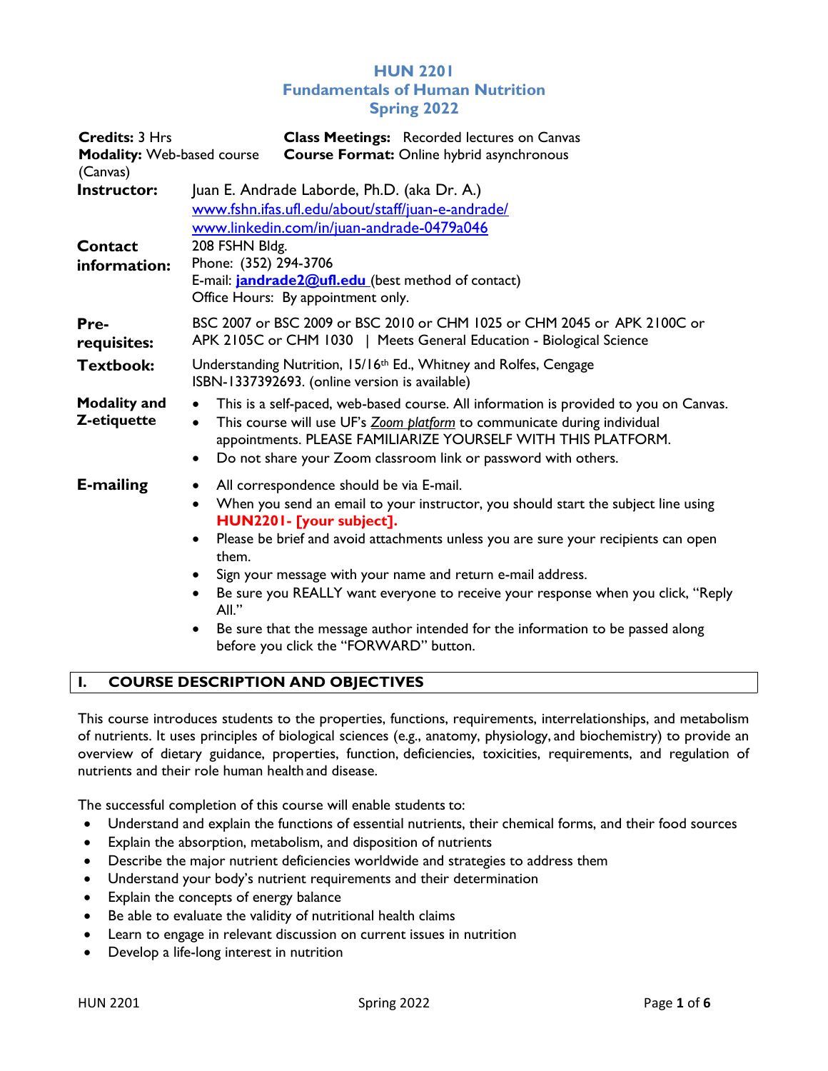# HUN 2201
# Fundamentals of Human Nutrition
# Spring 2022

**Credits:** 3 Hrs
**Modality:** Web-based course (Canvas)
**Class Meetings:** Recorded lectures on Canvas
**Course Format:** Online hybrid asynchronous

**Instructor:** Juan E. Andrade Laborde, Ph.D. (aka Dr. A.)
[www.fshn.ifas.ufl.edu/about/staff/juan-e-andrade/](www.fshn.ifas.ufl.edu/about/staff/juan-e-andrade/)
[www.linkedin.com/in/juan-andrade-0479a046](www.linkedin.com/in/juan-andrade-0479a046)

**Contact information:** 208 FSHN Bldg.
Phone: (352) 294-3706
E-mail: **jandrade2@ufl.edu** (best method of contact)
Office Hours: By appointment only.

**Pre-requisites:** BSC 2007 or BSC 2009 or BSC 2010 or CHM 1025 or CHM 2045 or APK 2100C or APK 2105C or CHM 1030 | Meets General Education - Biological Science

**Textbook:** Understanding Nutrition, 15/16th Ed., Whitney and Rolfes, Cengage ISBN-1337392693. (online version is available)

**Modality and Z-etiquette**

- This is a self-paced, web-based course. All information is provided to you on Canvas.
- This course will use UF's *Zoom platform* to communicate during individual appointments. PLEASE FAMILIARIZE YOURSELF WITH THIS PLATFORM.
- Do not share your Zoom classroom link or password with others.

**E-mailing**

- All correspondence should be via E-mail.
- When you send an email to your instructor, you should start the subject line using **HUN2201- [your subject].**
- Please be brief and avoid attachments unless you are sure your recipients can open them.
- Sign your message with your name and return e-mail address.
- Be sure you REALLY want everyone to receive your response when you click, "Reply All."
- Be sure that the message author intended for the information to be passed along before you click the "FORWARD" button.

## I. COURSE DESCRIPTION AND OBJECTIVES

This course introduces students to the properties, functions, requirements, interrelationships, and metabolism of nutrients. It uses principles of biological sciences (e.g., anatomy, physiology, and biochemistry) to provide an overview of dietary guidance, properties, function, deficiencies, toxicities, requirements, and regulation of nutrients and their role human health and disease.

The successful completion of this course will enable students to:

- Understand and explain the functions of essential nutrients, their chemical forms, and their food sources
- Explain the absorption, metabolism, and disposition of nutrients
- Describe the major nutrient deficiencies worldwide and strategies to address them
- Understand your body's nutrient requirements and their determination
- Explain the concepts of energy balance
- Be able to evaluate the validity of nutritional health claims
- Learn to engage in relevant discussion on current issues in nutrition
- Develop a life-long interest in nutrition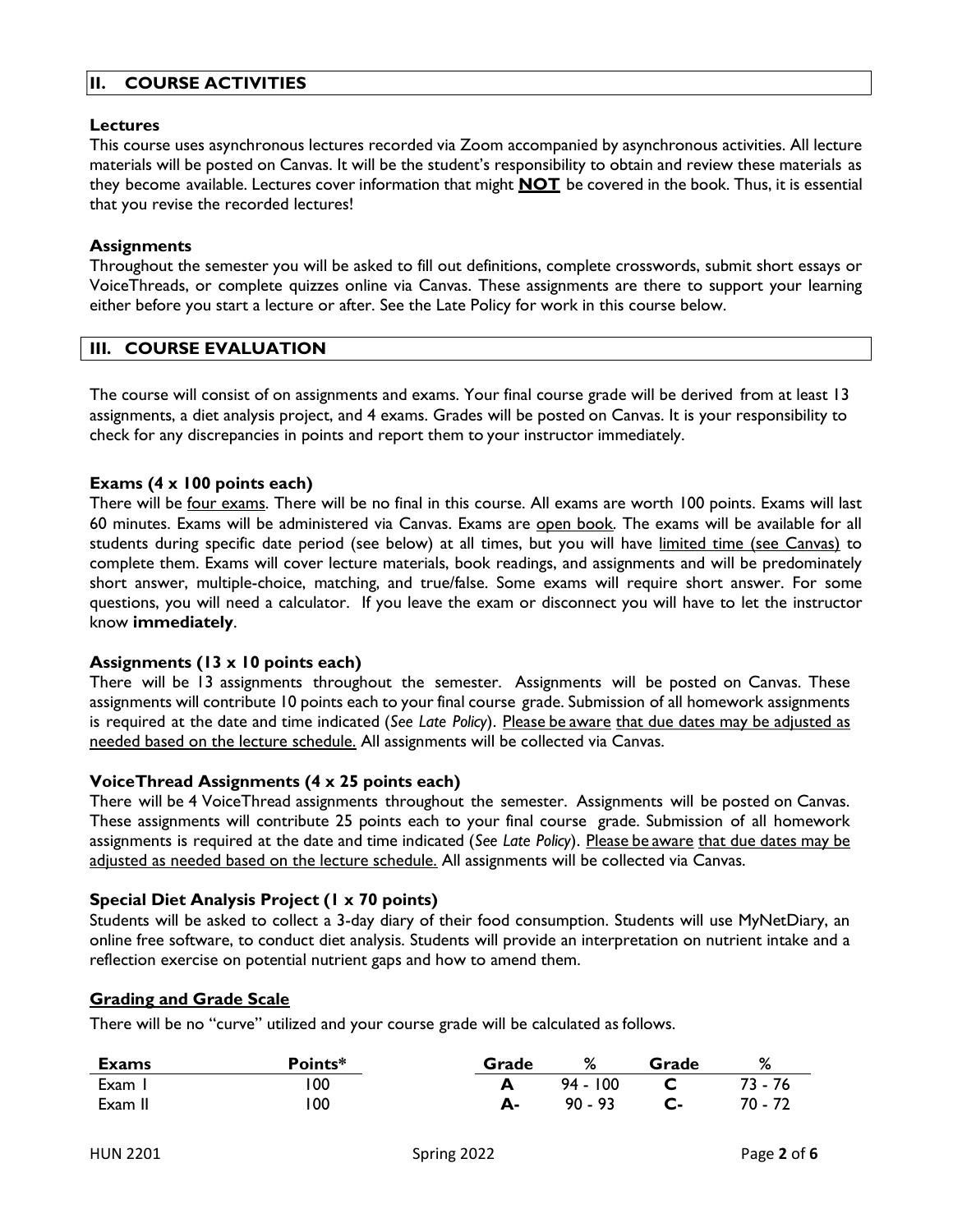## II. COURSE ACTIVITIES

### Lectures

This course uses asynchronous lectures recorded via Zoom accompanied by asynchronous activities. All lecture materials will be posted on Canvas. It will be the student's responsibility to obtain and review these materials as they become available. Lectures cover information that might **NOT** be covered in the book. Thus, it is essential that you revise the recorded lectures!

### Assignments

Throughout the semester you will be asked to fill out definitions, complete crosswords, submit short essays or VoiceThreads, or complete quizzes online via Canvas. These assignments are there to support your learning either before you start a lecture or after. See the Late Policy for work in this course below.

## III. COURSE EVALUATION

The course will consist of on assignments and exams. Your final course grade will be derived from at least 13 assignments, a diet analysis project, and 4 exams. Grades will be posted on Canvas. It is your responsibility to check for any discrepancies in points and report them to your instructor immediately.

### Exams (4 x 100 points each)

There will be four exams. There will be no final in this course. All exams are worth 100 points. Exams will last 60 minutes. Exams will be administered via Canvas. Exams are open book. The exams will be available for all students during specific date period (see below) at all times, but you will have limited time (see Canvas) to complete them. Exams will cover lecture materials, book readings, and assignments and will be predominately short answer, multiple-choice, matching, and true/false. Some exams will require short answer. For some questions, you will need a calculator. If you leave the exam or disconnect you will have to let the instructor know **immediately**.

### Assignments (13 x 10 points each)

There will be 13 assignments throughout the semester. Assignments will be posted on Canvas. These assignments will contribute 10 points each to your final course grade. Submission of all homework assignments is required at the date and time indicated (*See Late Policy*). Please be aware that due dates may be adjusted as needed based on the lecture schedule. All assignments will be collected via Canvas.

### VoiceThread Assignments (4 x 25 points each)

There will be 4 VoiceThread assignments throughout the semester. Assignments will be posted on Canvas. These assignments will contribute 25 points each to your final course grade. Submission of all homework assignments is required at the date and time indicated (*See Late Policy*). Please be aware that due dates may be adjusted as needed based on the lecture schedule. All assignments will be collected via Canvas.

### Special Diet Analysis Project (1 x 70 points)

Students will be asked to collect a 3-day diary of their food consumption. Students will use MyNetDiary, an online free software, to conduct diet analysis. Students will provide an interpretation on nutrient intake and a reflection exercise on potential nutrient gaps and how to amend them.

### Grading and Grade Scale

There will be no "curve" utilized and your course grade will be calculated as follows.

| Exams | Points* |
|---|---|
| Exam I | 100 |
| Exam II | 100 |

| Grade | % | Grade | % |
|---|---|---|---|
| **A** | 94 - 100 | **C** | 73 - 76 |
| **A-** | 90 - 93 | **C-** | 70 - 72 |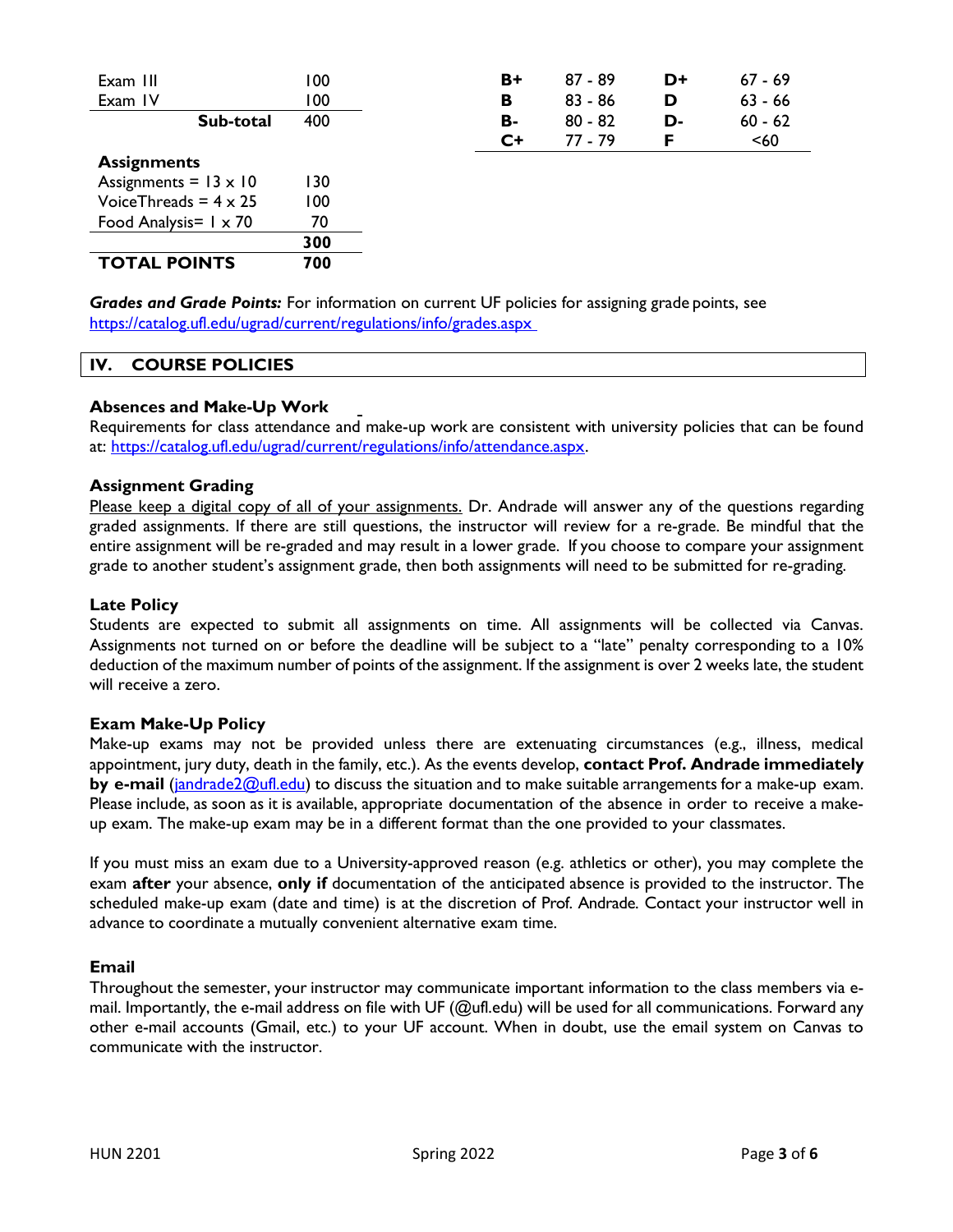| | |
|---|---|
| Exam III | 100 |
| Exam IV | 100 |
| **Sub-total** | 400 |
| **Assignments** | |
| Assignments = 13 x 10 | 130 |
| VoiceThreads = 4 x 25 | 100 |
| Food Analysis= 1 x 70 | 70 |
| | **300** |
| **TOTAL POINTS** | **700** |

| | | | |
|---|---|---|---|
| **B+** | 87 - 89 | **D+** | 67 - 69 |
| **B** | 83 - 86 | **D** | 63 - 66 |
| **B-** | 80 - 82 | **D-** | 60 - 62 |
| **C+** | 77 - 79 | **F** | <60 |

***Grades and Grade Points:*** For information on current UF policies for assigning grade points, see https://catalog.ufl.edu/ugrad/current/regulations/info/grades.aspx

## IV. COURSE POLICIES

### Absences and Make-Up Work

Requirements for class attendance and make-up work are consistent with university policies that can be found at: https://catalog.ufl.edu/ugrad/current/regulations/info/attendance.aspx.

### Assignment Grading

Please keep a digital copy of all of your assignments. Dr. Andrade will answer any of the questions regarding graded assignments. If there are still questions, the instructor will review for a re-grade. Be mindful that the entire assignment will be re-graded and may result in a lower grade. If you choose to compare your assignment grade to another student's assignment grade, then both assignments will need to be submitted for re-grading.

### Late Policy

Students are expected to submit all assignments on time. All assignments will be collected via Canvas. Assignments not turned on or before the deadline will be subject to a "late" penalty corresponding to a 10% deduction of the maximum number of points of the assignment. If the assignment is over 2 weeks late, the student will receive a zero.

### Exam Make-Up Policy

Make-up exams may not be provided unless there are extenuating circumstances (e.g., illness, medical appointment, jury duty, death in the family, etc.). As the events develop, **contact Prof. Andrade immediately by e-mail** (jandrade2@ufl.edu) to discuss the situation and to make suitable arrangements for a make-up exam. Please include, as soon as it is available, appropriate documentation of the absence in order to receive a make-up exam. The make-up exam may be in a different format than the one provided to your classmates.

If you must miss an exam due to a University-approved reason (e.g. athletics or other), you may complete the exam **after** your absence, **only if** documentation of the anticipated absence is provided to the instructor. The scheduled make-up exam (date and time) is at the discretion of Prof. Andrade. Contact your instructor well in advance to coordinate a mutually convenient alternative exam time.

### Email

Throughout the semester, your instructor may communicate important information to the class members via e-mail. Importantly, the e-mail address on file with UF (@ufl.edu) will be used for all communications. Forward any other e-mail accounts (Gmail, etc.) to your UF account. When in doubt, use the email system on Canvas to communicate with the instructor.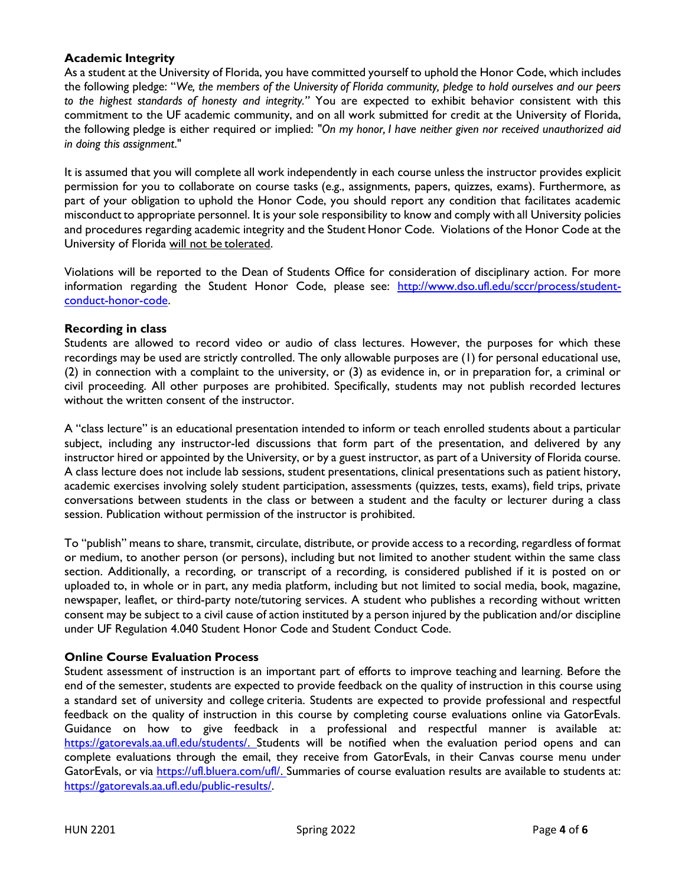### Academic Integrity

As a student at the University of Florida, you have committed yourself to uphold the Honor Code, which includes the following pledge: "*We, the members of the University of Florida community, pledge to hold ourselves and our peers to the highest standards of honesty and integrity."* You are expected to exhibit behavior consistent with this commitment to the UF academic community, and on all work submitted for credit at the University of Florida, the following pledge is either required or implied: "*On my honor, I have neither given nor received unauthorized aid in doing this assignment.*"

It is assumed that you will complete all work independently in each course unless the instructor provides explicit permission for you to collaborate on course tasks (e.g., assignments, papers, quizzes, exams). Furthermore, as part of your obligation to uphold the Honor Code, you should report any condition that facilitates academic misconduct to appropriate personnel. It is your sole responsibility to know and comply with all University policies and procedures regarding academic integrity and the Student Honor Code. Violations of the Honor Code at the University of Florida <u>will not be tolerated</u>.

Violations will be reported to the Dean of Students Office for consideration of disciplinary action. For more information regarding the Student Honor Code, please see: [http://www.dso.ufl.edu/sccr/process/student-conduct-honor-code](http://www.dso.ufl.edu/sccr/process/student-conduct-honor-code).

### Recording in class

Students are allowed to record video or audio of class lectures. However, the purposes for which these recordings may be used are strictly controlled. The only allowable purposes are (1) for personal educational use, (2) in connection with a complaint to the university, or (3) as evidence in, or in preparation for, a criminal or civil proceeding. All other purposes are prohibited. Specifically, students may not publish recorded lectures without the written consent of the instructor.

A "class lecture" is an educational presentation intended to inform or teach enrolled students about a particular subject, including any instructor-led discussions that form part of the presentation, and delivered by any instructor hired or appointed by the University, or by a guest instructor, as part of a University of Florida course. A class lecture does not include lab sessions, student presentations, clinical presentations such as patient history, academic exercises involving solely student participation, assessments (quizzes, tests, exams), field trips, private conversations between students in the class or between a student and the faculty or lecturer during a class session. Publication without permission of the instructor is prohibited.

To "publish" means to share, transmit, circulate, distribute, or provide access to a recording, regardless of format or medium, to another person (or persons), including but not limited to another student within the same class section. Additionally, a recording, or transcript of a recording, is considered published if it is posted on or uploaded to, in whole or in part, any media platform, including but not limited to social media, book, magazine, newspaper, leaflet, or third-party note/tutoring services. A student who publishes a recording without written consent may be subject to a civil cause of action instituted by a person injured by the publication and/or discipline under UF Regulation 4.040 Student Honor Code and Student Conduct Code.

### Online Course Evaluation Process

Student assessment of instruction is an important part of efforts to improve teaching and learning. Before the end of the semester, students are expected to provide feedback on the quality of instruction in this course using a standard set of university and college criteria. Students are expected to provide professional and respectful feedback on the quality of instruction in this course by completing course evaluations online via GatorEvals. Guidance on how to give feedback in a professional and respectful manner is available at: [https://gatorevals.aa.ufl.edu/students/](https://gatorevals.aa.ufl.edu/students/). Students will be notified when the evaluation period opens and can complete evaluations through the email, they receive from GatorEvals, in their Canvas course menu under GatorEvals, or via [https://ufl.bluera.com/ufl/](https://ufl.bluera.com/ufl/). Summaries of course evaluation results are available to students at: [https://gatorevals.aa.ufl.edu/public-results/](https://gatorevals.aa.ufl.edu/public-results/).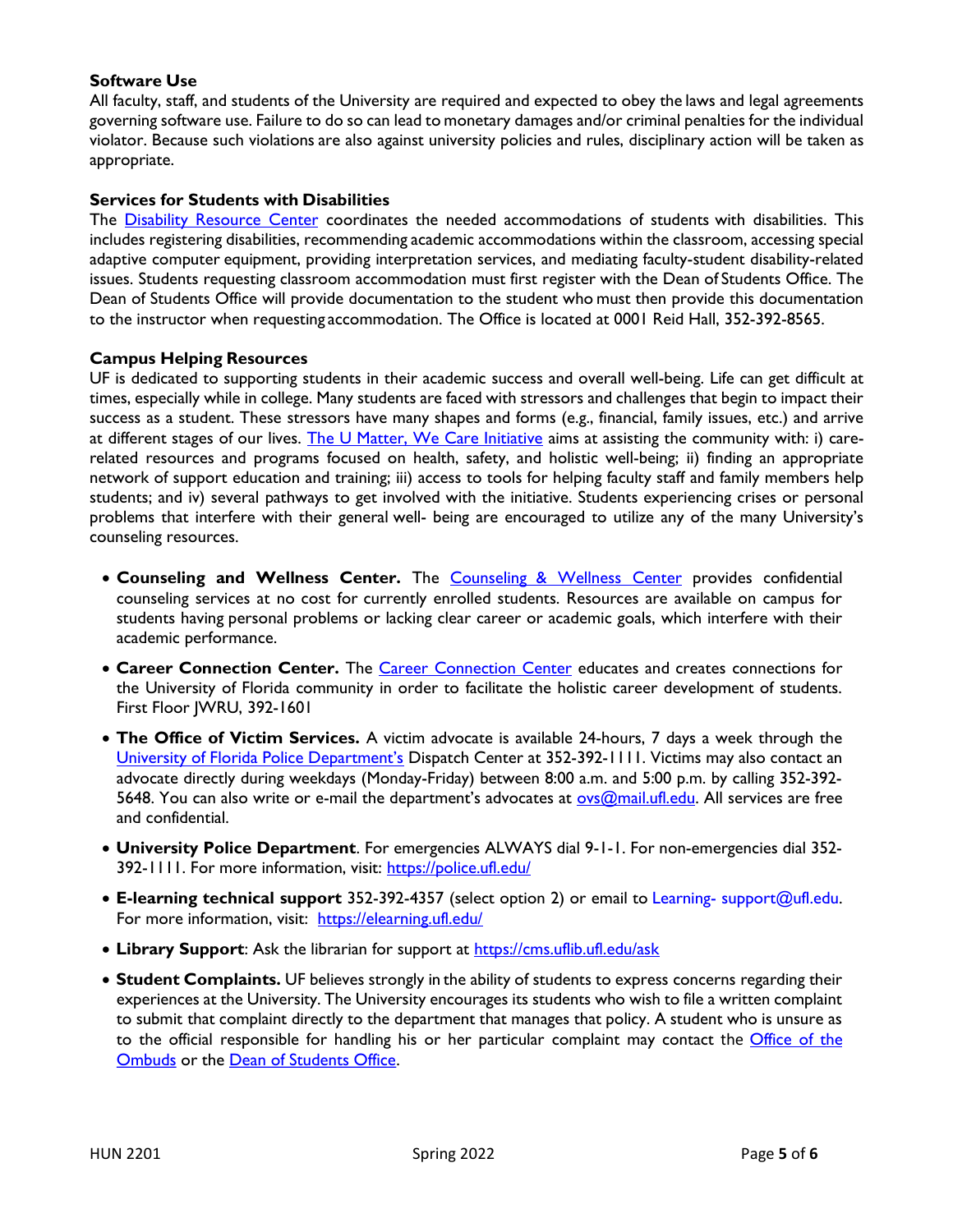**Software Use**

All faculty, staff, and students of the University are required and expected to obey the laws and legal agreements governing software use. Failure to do so can lead to monetary damages and/or criminal penalties for the individual violator. Because such violations are also against university policies and rules, disciplinary action will be taken as appropriate.

**Services for Students with Disabilities**

The Disability Resource Center coordinates the needed accommodations of students with disabilities. This includes registering disabilities, recommending academic accommodations within the classroom, accessing special adaptive computer equipment, providing interpretation services, and mediating faculty-student disability-related issues. Students requesting classroom accommodation must first register with the Dean of Students Office. The Dean of Students Office will provide documentation to the student who must then provide this documentation to the instructor when requesting accommodation. The Office is located at 0001 Reid Hall, 352-392-8565.

**Campus Helping Resources**

UF is dedicated to supporting students in their academic success and overall well-being. Life can get difficult at times, especially while in college. Many students are faced with stressors and challenges that begin to impact their success as a student. These stressors have many shapes and forms (e.g., financial, family issues, etc.) and arrive at different stages of our lives. The U Matter, We Care Initiative aims at assisting the community with: i) care-related resources and programs focused on health, safety, and holistic well-being; ii) finding an appropriate network of support education and training; iii) access to tools for helping faculty staff and family members help students; and iv) several pathways to get involved with the initiative. Students experiencing crises or personal problems that interfere with their general well- being are encouraged to utilize any of the many University's counseling resources.

- **Counseling and Wellness Center.** The Counseling & Wellness Center provides confidential counseling services at no cost for currently enrolled students. Resources are available on campus for students having personal problems or lacking clear career or academic goals, which interfere with their academic performance.
- **Career Connection Center.** The Career Connection Center educates and creates connections for the University of Florida community in order to facilitate the holistic career development of students. First Floor JWRU, 392-1601
- **The Office of Victim Services.** A victim advocate is available 24-hours, 7 days a week through the University of Florida Police Department's Dispatch Center at 352-392-1111. Victims may also contact an advocate directly during weekdays (Monday-Friday) between 8:00 a.m. and 5:00 p.m. by calling 352-392-5648. You can also write or e-mail the department's advocates at ovs@mail.ufl.edu. All services are free and confidential.
- **University Police Department**. For emergencies ALWAYS dial 9-1-1. For non-emergencies dial 352-392-1111. For more information, visit: https://police.ufl.edu/
- **E-learning technical support** 352-392-4357 (select option 2) or email to Learning- support@ufl.edu. For more information, visit: https://elearning.ufl.edu/
- **Library Support**: Ask the librarian for support at https://cms.uflib.ufl.edu/ask
- **Student Complaints.** UF believes strongly in the ability of students to express concerns regarding their experiences at the University. The University encourages its students who wish to file a written complaint to submit that complaint directly to the department that manages that policy. A student who is unsure as to the official responsible for handling his or her particular complaint may contact the Office of the Ombuds or the Dean of Students Office.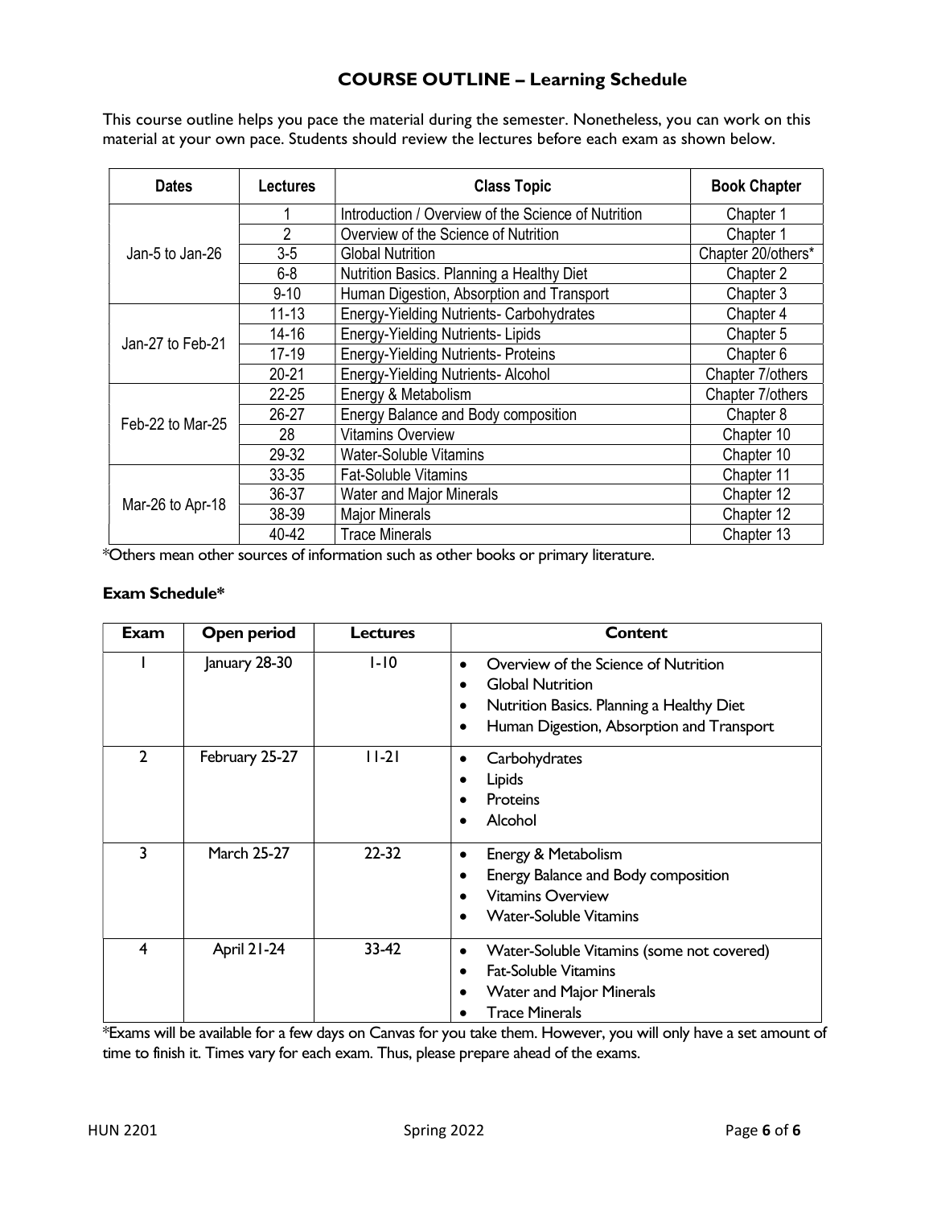## COURSE OUTLINE – Learning Schedule

This course outline helps you pace the material during the semester. Nonetheless, you can work on this material at your own pace. Students should review the lectures before each exam as shown below.

| Dates | Lectures | Class Topic | Book Chapter |
|---|---|---|---|
| Jan-5 to Jan-26 | 1 | Introduction / Overview of the Science of Nutrition | Chapter 1 |
| | 2 | Overview of the Science of Nutrition | Chapter 1 |
| | 3-5 | Global Nutrition | Chapter 20/others* |
| | 6-8 | Nutrition Basics. Planning a Healthy Diet | Chapter 2 |
| | 9-10 | Human Digestion, Absorption and Transport | Chapter 3 |
| Jan-27 to Feb-21 | 11-13 | Energy-Yielding Nutrients- Carbohydrates | Chapter 4 |
| | 14-16 | Energy-Yielding Nutrients- Lipids | Chapter 5 |
| | 17-19 | Energy-Yielding Nutrients- Proteins | Chapter 6 |
| | 20-21 | Energy-Yielding Nutrients- Alcohol | Chapter 7/others |
| Feb-22 to Mar-25 | 22-25 | Energy & Metabolism | Chapter 7/others |
| | 26-27 | Energy Balance and Body composition | Chapter 8 |
| | 28 | Vitamins Overview | Chapter 10 |
| | 29-32 | Water-Soluble Vitamins | Chapter 10 |
| Mar-26 to Apr-18 | 33-35 | Fat-Soluble Vitamins | Chapter 11 |
| | 36-37 | Water and Major Minerals | Chapter 12 |
| | 38-39 | Major Minerals | Chapter 12 |
| | 40-42 | Trace Minerals | Chapter 13 |

*Others mean other sources of information such as other books or primary literature.

### Exam Schedule*

| Exam | Open period | Lectures | Content |
|---|---|---|---|
| 1 | January 28-30 | 1-10 | • Overview of the Science of Nutrition<br>• Global Nutrition<br>• Nutrition Basics. Planning a Healthy Diet<br>• Human Digestion, Absorption and Transport |
| 2 | February 25-27 | 11-21 | • Carbohydrates<br>• Lipids<br>• Proteins<br>• Alcohol |
| 3 | March 25-27 | 22-32 | • Energy & Metabolism<br>• Energy Balance and Body composition<br>• Vitamins Overview<br>• Water-Soluble Vitamins |
| 4 | April 21-24 | 33-42 | • Water-Soluble Vitamins (some not covered)<br>• Fat-Soluble Vitamins<br>• Water and Major Minerals<br>• Trace Minerals |

*Exams will be available for a few days on Canvas for you take them. However, you will only have a set amount of time to finish it. Times vary for each exam. Thus, please prepare ahead of the exams.